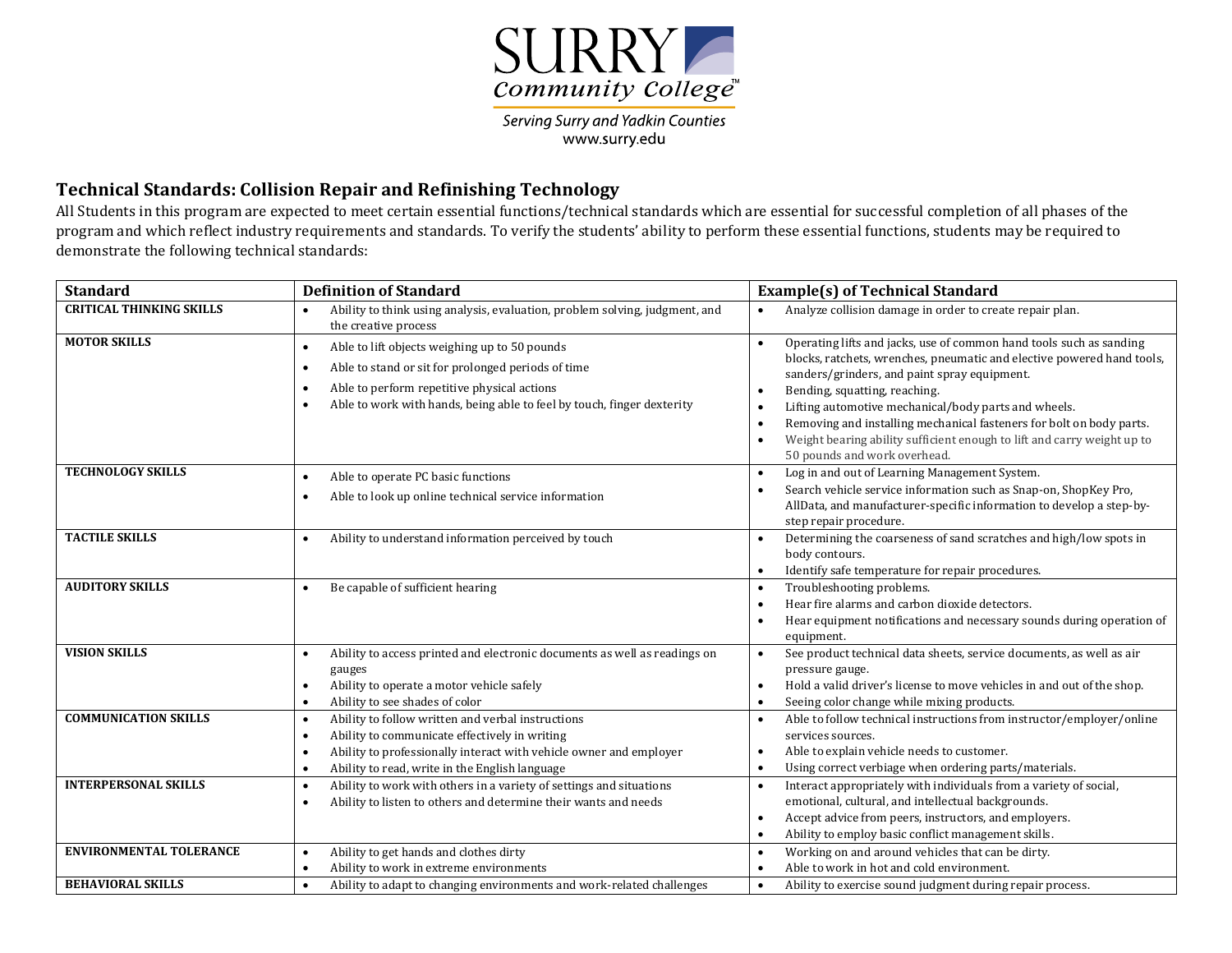SURRY Community College™

*Serving Surry and Yadkin Counties*
www.surry.edu

## Technical Standards: Collision Repair and Refinishing Technology

All Students in this program are expected to meet certain essential functions/technical standards which are essential for successful completion of all phases of the program and which reflect industry requirements and standards. To verify the students' ability to perform these essential functions, students may be required to demonstrate the following technical standards:

| Standard | Definition of Standard | Example(s) of Technical Standard |
|---|---|---|
| **CRITICAL THINKING SKILLS** | • Ability to think using analysis, evaluation, problem solving, judgment, and the creative process | • Analyze collision damage in order to create repair plan. |
| **MOTOR SKILLS** | • Able to lift objects weighing up to 50 pounds<br>• Able to stand or sit for prolonged periods of time<br>• Able to perform repetitive physical actions<br>• Able to work with hands, being able to feel by touch, finger dexterity | • Operating lifts and jacks, use of common hand tools such as sanding blocks, ratchets, wrenches, pneumatic and elective powered hand tools, sanders/grinders, and paint spray equipment.<br>• Bending, squatting, reaching.<br>• Lifting automotive mechanical/body parts and wheels.<br>• Removing and installing mechanical fasteners for bolt on body parts.<br>• Weight bearing ability sufficient enough to lift and carry weight up to 50 pounds and work overhead. |
| **TECHNOLOGY SKILLS** | • Able to operate PC basic functions<br>• Able to look up online technical service information | • Log in and out of Learning Management System.<br>• Search vehicle service information such as Snap-on, ShopKey Pro, AllData, and manufacturer-specific information to develop a step-by-step repair procedure. |
| **TACTILE SKILLS** | • Ability to understand information perceived by touch | • Determining the coarseness of sand scratches and high/low spots in body contours.<br>• Identify safe temperature for repair procedures. |
| **AUDITORY SKILLS** | • Be capable of sufficient hearing | • Troubleshooting problems.<br>• Hear fire alarms and carbon dioxide detectors.<br>• Hear equipment notifications and necessary sounds during operation of equipment. |
| **VISION SKILLS** | • Ability to access printed and electronic documents as well as readings on gauges<br>• Ability to operate a motor vehicle safely<br>• Ability to see shades of color | • See product technical data sheets, service documents, as well as air pressure gauge.<br>• Hold a valid driver's license to move vehicles in and out of the shop.<br>• Seeing color change while mixing products. |
| **COMMUNICATION SKILLS** | • Ability to follow written and verbal instructions<br>• Ability to communicate effectively in writing<br>• Ability to professionally interact with vehicle owner and employer<br>• Ability to read, write in the English language | • Able to follow technical instructions from instructor/employer/online services sources.<br>• Able to explain vehicle needs to customer.<br>• Using correct verbiage when ordering parts/materials. |
| **INTERPERSONAL SKILLS** | • Ability to work with others in a variety of settings and situations<br>• Ability to listen to others and determine their wants and needs | • Interact appropriately with individuals from a variety of social, emotional, cultural, and intellectual backgrounds.<br>• Accept advice from peers, instructors, and employers.<br>• Ability to employ basic conflict management skills. |
| **ENVIRONMENTAL TOLERANCE** | • Ability to get hands and clothes dirty<br>• Ability to work in extreme environments | • Working on and around vehicles that can be dirty.<br>• Able to work in hot and cold environment. |
| **BEHAVIORAL SKILLS** | • Ability to adapt to changing environments and work-related challenges | • Ability to exercise sound judgment during repair process. |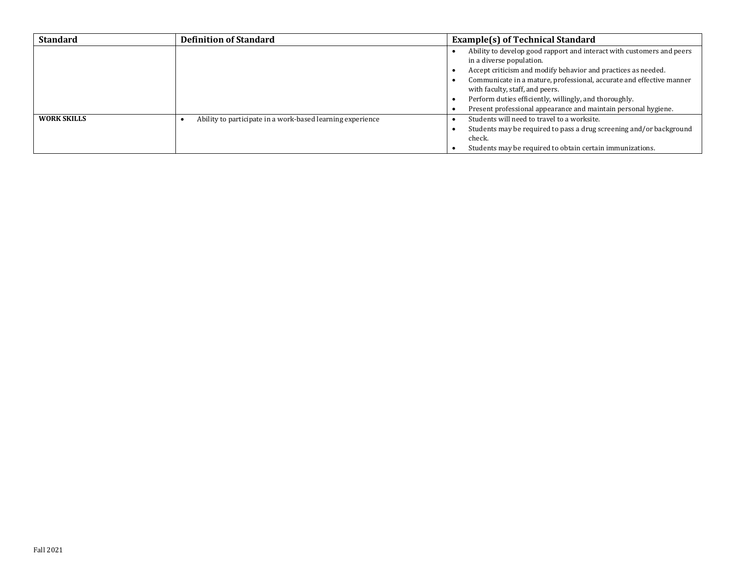| Standard | Definition of Standard | Example(s) of Technical Standard |
| --- | --- | --- |
| | | • Ability to develop good rapport and interact with customers and peers in a diverse population.<br>• Accept criticism and modify behavior and practices as needed.<br>• Communicate in a mature, professional, accurate and effective manner with faculty, staff, and peers.<br>• Perform duties efficiently, willingly, and thoroughly.<br>• Present professional appearance and maintain personal hygiene. |
| **WORK SKILLS** | • Ability to participate in a work-based learning experience | • Students will need to travel to a worksite.<br>• Students may be required to pass a drug screening and/or background check.<br>• Students may be required to obtain certain immunizations. |

Fall 2021